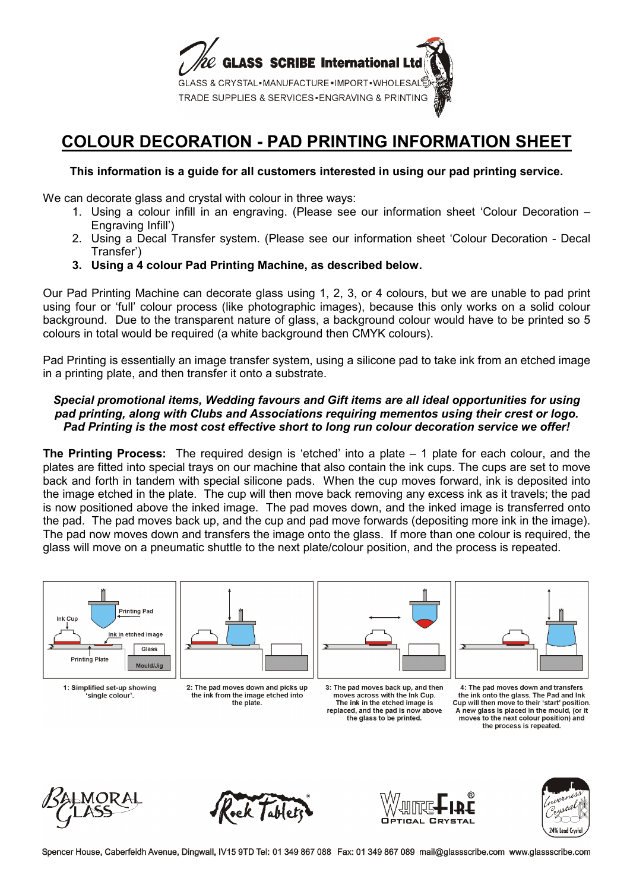The GLASS SCRIBE International Ltd

GLASS & CRYSTAL▪MANUFACTURE▪IMPORT▪WHOLESALE
TRADE SUPPLIES & SERVICES▪ENGRAVING & PRINTING

# COLOUR DECORATION - PAD PRINTING INFORMATION SHEET

**This information is a guide for all customers interested in using our pad printing service.**

We can decorate glass and crystal with colour in three ways:

1. Using a colour infill in an engraving. (Please see our information sheet 'Colour Decoration – Engraving Infill')
2. Using a Decal Transfer system. (Please see our information sheet 'Colour Decoration - Decal Transfer')
3. **Using a 4 colour Pad Printing Machine, as described below.**

Our Pad Printing Machine can decorate glass using 1, 2, 3, or 4 colours, but we are unable to pad print using four or 'full' colour process (like photographic images), because this only works on a solid colour background. Due to the transparent nature of glass, a background colour would have to be printed so 5 colours in total would be required (a white background then CMYK colours).

Pad Printing is essentially an image transfer system, using a silicone pad to take ink from an etched image in a printing plate, and then transfer it onto a substrate.

***Special promotional items, Wedding favours and Gift items are all ideal opportunities for using pad printing, along with Clubs and Associations requiring mementos using their crest or logo. Pad Printing is the most cost effective short to long run colour decoration service we offer!***

**The Printing Process:** The required design is 'etched' into a plate – 1 plate for each colour, and the plates are fitted into special trays on our machine that also contain the ink cups. The cups are set to move back and forth in tandem with special silicone pads. When the cup moves forward, ink is deposited into the image etched in the plate. The cup will then move back removing any excess ink as it travels; the pad is now positioned above the inked image. The pad moves down, and the inked image is transferred onto the pad. The pad moves back up, and the cup and pad move forwards (depositing more ink in the image). The pad now moves down and transfers the image onto the glass. If more than one colour is required, the glass will move on a pneumatic shuttle to the next plate/colour position, and the process is repeated.

Printing Pad, Ink Cup, Ink in etched image, Glass, Printing Plate, Mould/Jig

1: Simplified set-up showing 'single colour'.

2: The pad moves down and picks up the ink from the image etched into the plate.

3: The pad moves back up, and then moves across with the Ink Cup. The ink in the etched image is replaced, and the pad is now above the glass to be printed.

4: The pad moves down and transfers the ink onto the glass. The Pad and Ink Cup will then move to their 'start' position. A new glass is placed in the mould, (or it moves to the next colour position) and the process is repeated.

Balmoral Glass | Rock Tablets® | WhiteFire® Optical Crystal | Inverness Crystal 24% Lead Crystal

Spencer House, Caberfeidh Avenue, Dingwall, IV15 9TD Tel: 01 349 867 088 Fax: 01 349 867 089 mail@glassscribe.com www.glassscribe.com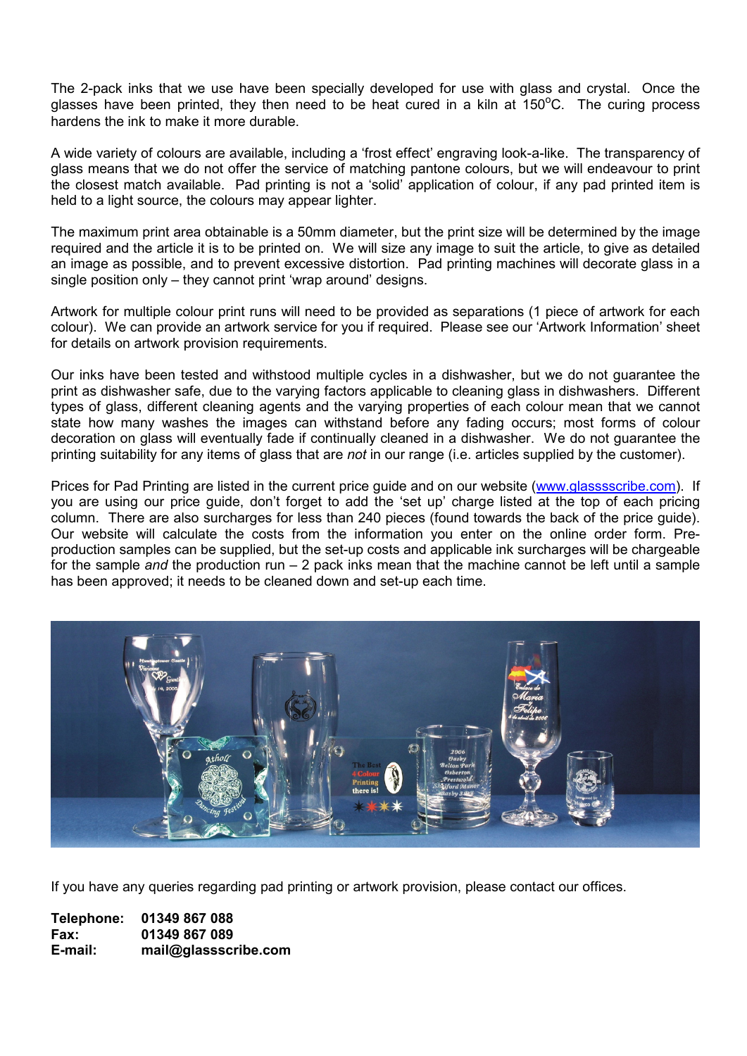The 2-pack inks that we use have been specially developed for use with glass and crystal. Once the glasses have been printed, they then need to be heat cured in a kiln at 150$^{o}$C. The curing process hardens the ink to make it more durable.

A wide variety of colours are available, including a 'frost effect' engraving look-a-like. The transparency of glass means that we do not offer the service of matching pantone colours, but we will endeavour to print the closest match available. Pad printing is not a 'solid' application of colour, if any pad printed item is held to a light source, the colours may appear lighter.

The maximum print area obtainable is a 50mm diameter, but the print size will be determined by the image required and the article it is to be printed on. We will size any image to suit the article, to give as detailed an image as possible, and to prevent excessive distortion. Pad printing machines will decorate glass in a single position only – they cannot print 'wrap around' designs.

Artwork for multiple colour print runs will need to be provided as separations (1 piece of artwork for each colour). We can provide an artwork service for you if required. Please see our 'Artwork Information' sheet for details on artwork provision requirements.

Our inks have been tested and withstood multiple cycles in a dishwasher, but we do not guarantee the print as dishwasher safe, due to the varying factors applicable to cleaning glass in dishwashers. Different types of glass, different cleaning agents and the varying properties of each colour mean that we cannot state how many washes the images can withstand before any fading occurs; most forms of colour decoration on glass will eventually fade if continually cleaned in a dishwasher. We do not guarantee the printing suitability for any items of glass that are *not* in our range (i.e. articles supplied by the customer).

Prices for Pad Printing are listed in the current price guide and on our website (www.glassscribe.com). If you are using our price guide, don't forget to add the 'set up' charge listed at the top of each pricing column. There are also surcharges for less than 240 pieces (found towards the back of the price guide). Our website will calculate the costs from the information you enter on the online order form. Pre-production samples can be supplied, but the set-up costs and applicable ink surcharges will be chargeable for the sample *and* the production run – 2 pack inks mean that the machine cannot be left until a sample has been approved; it needs to be cleaned down and set-up each time.

If you have any queries regarding pad printing or artwork provision, please contact our offices.

**Telephone:** **01349 867 088**
**Fax:** **01349 867 089**
**E-mail:** **mail@glassscribe.com**